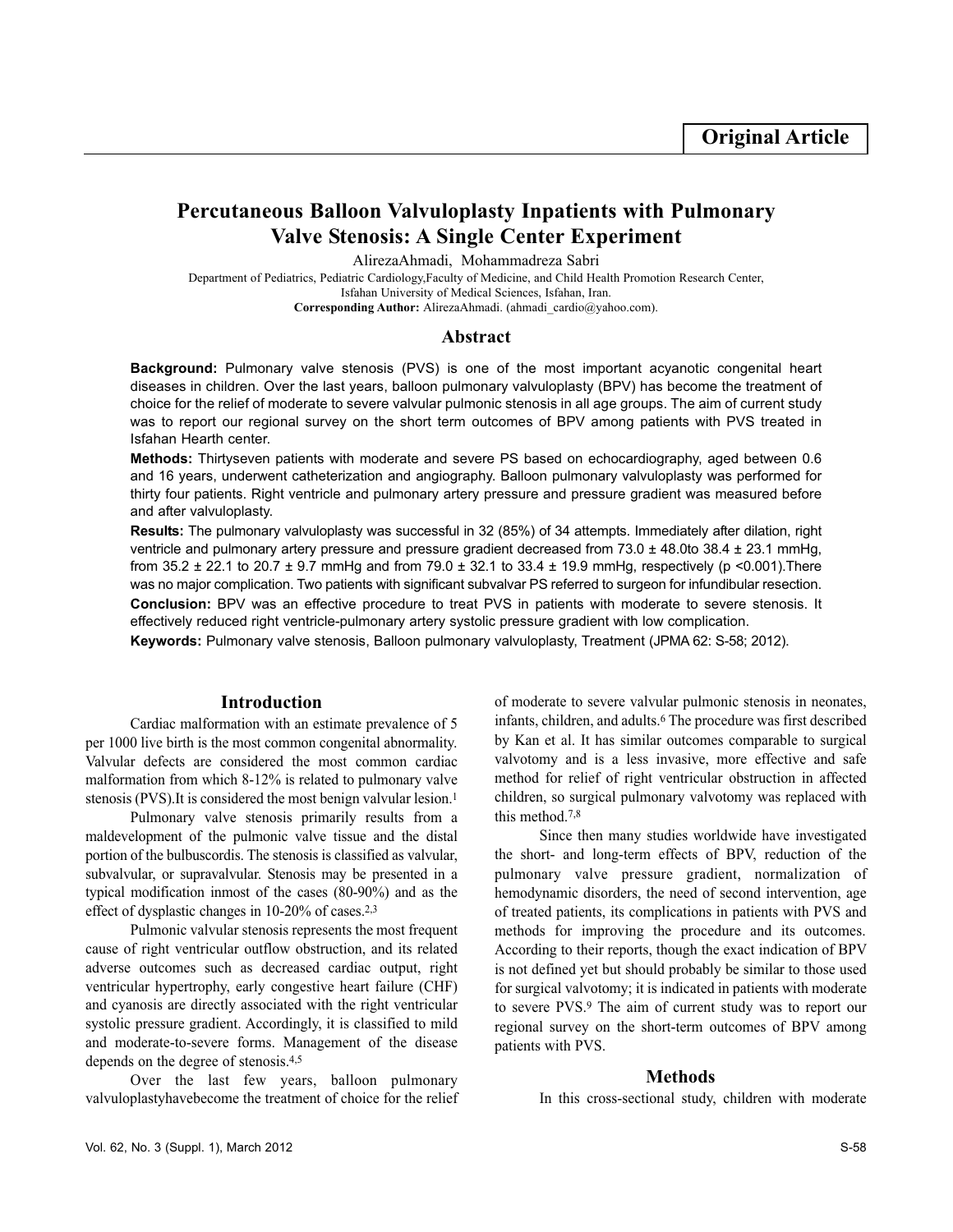**Original Article**

# Percutaneous Balloon Valvuloplasty Inpatients with Pulmonary Valve Stenosis: A Single Center Experiment

AlirezaAhmadi, Mohammadreza Sabri

Department of Pediatrics, Pediatric Cardiology,Faculty of Medicine, and Child Health Promotion Research Center, Isfahan University of Medical Sciences, Isfahan, Iran.

**Corresponding Author:** AlirezaAhmadi. (ahmadi_cardio@yahoo.com).

## Abstract

**Background:** Pulmonary valve stenosis (PVS) is one of the most important acyanotic congenital heart diseases in children. Over the last years, balloon pulmonary valvuloplasty (BPV) has become the treatment of choice for the relief of moderate to severe valvular pulmonic stenosis in all age groups. The aim of current study was to report our regional survey on the short term outcomes of BPV among patients with PVS treated in Isfahan Hearth center.

**Methods:** Thirtyseven patients with moderate and severe PS based on echocardiography, aged between 0.6 and 16 years, underwent catheterization and angiography. Balloon pulmonary valvuloplasty was performed for thirty four patients. Right ventricle and pulmonary artery pressure and pressure gradient was measured before and after valvuloplasty.

**Results:** The pulmonary valvuloplasty was successful in 32 (85%) of 34 attempts. Immediately after dilation, right ventricle and pulmonary artery pressure and pressure gradient decreased from 73.0 ± 48.0to 38.4 ± 23.1 mmHg, from 35.2 ± 22.1 to 20.7 ± 9.7 mmHg and from 79.0 ± 32.1 to 33.4 ± 19.9 mmHg, respectively ($p < 0.001$).There was no major complication. Two patients with significant subvalvar PS referred to surgeon for infundibular resection.

**Conclusion:** BPV was an effective procedure to treat PVS in patients with moderate to severe stenosis. It effectively reduced right ventricle-pulmonary artery systolic pressure gradient with low complication.

**Keywords:** Pulmonary valve stenosis, Balloon pulmonary valvuloplasty, Treatment (JPMA 62: S-58; 2012).

## Introduction

Cardiac malformation with an estimate prevalence of 5 per 1000 live birth is the most common congenital abnormality. Valvular defects are considered the most common cardiac malformation from which 8-12% is related to pulmonary valve stenosis (PVS).It is considered the most benign valvular lesion.[1]

Pulmonary valve stenosis primarily results from a maldevelopment of the pulmonic valve tissue and the distal portion of the bulbuscordis. The stenosis is classified as valvular, subvalvular, or supravalvular. Stenosis may be presented in a typical modification inmost of the cases (80-90%) and as the effect of dysplastic changes in 10-20% of cases.[2,3]

Pulmonic valvular stenosis represents the most frequent cause of right ventricular outflow obstruction, and its related adverse outcomes such as decreased cardiac output, right ventricular hypertrophy, early congestive heart failure (CHF) and cyanosis are directly associated with the right ventricular systolic pressure gradient. Accordingly, it is classified to mild and moderate-to-severe forms. Management of the disease depends on the degree of stenosis.[4,5]

Over the last few years, balloon pulmonary valvuloplastyhavebecome the treatment of choice for the relief of moderate to severe valvular pulmonic stenosis in neonates, infants, children, and adults.[6] The procedure was first described by Kan et al. It has similar outcomes comparable to surgical valvotomy and is a less invasive, more effective and safe method for relief of right ventricular obstruction in affected children, so surgical pulmonary valvotomy was replaced with this method.[7,8]

Since then many studies worldwide have investigated the short- and long-term effects of BPV, reduction of the pulmonary valve pressure gradient, normalization of hemodynamic disorders, the need of second intervention, age of treated patients, its complications in patients with PVS and methods for improving the procedure and its outcomes. According to their reports, though the exact indication of BPV is not defined yet but should probably be similar to those used for surgical valvotomy; it is indicated in patients with moderate to severe PVS.[9] The aim of current study was to report our regional survey on the short-term outcomes of BPV among patients with PVS.

## Methods

In this cross-sectional study, children with moderate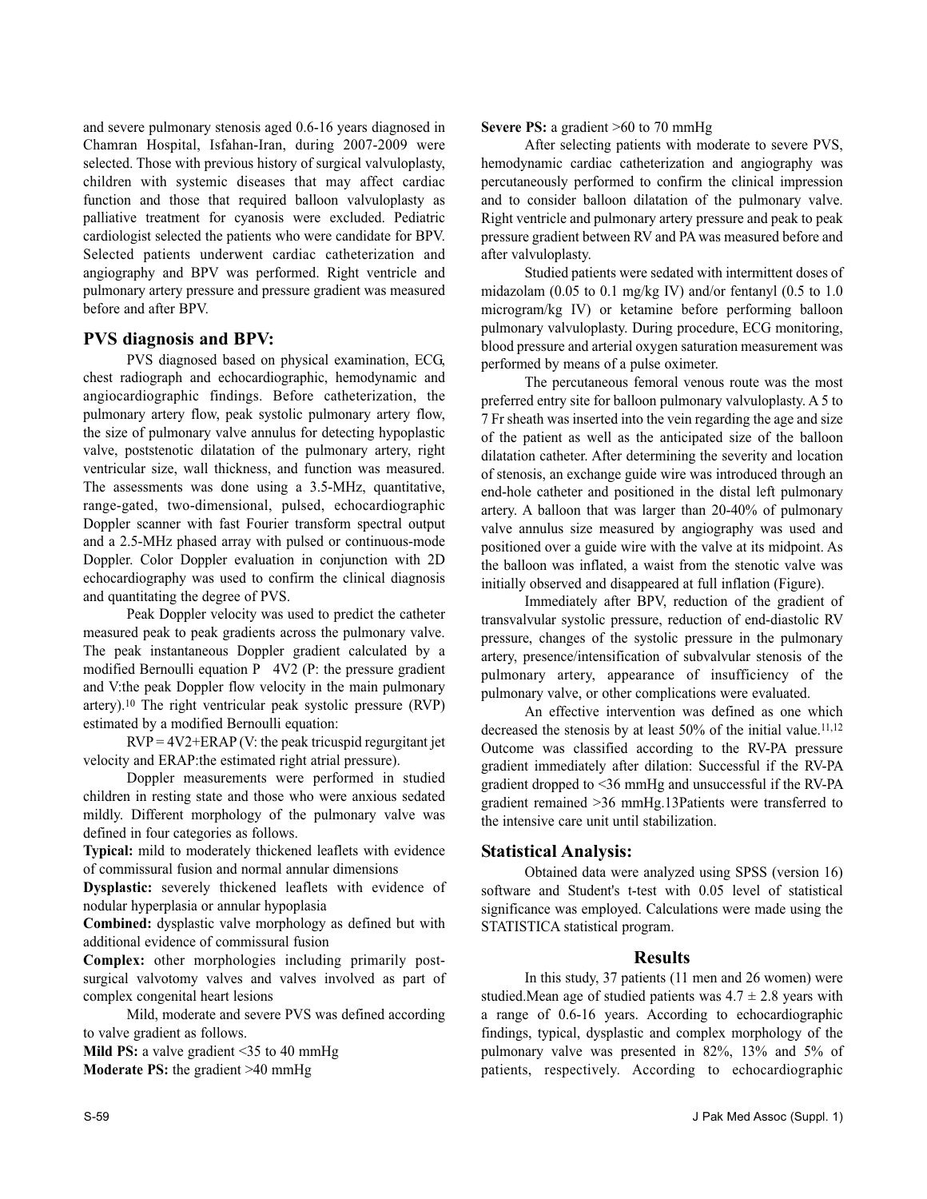and severe pulmonary stenosis aged 0.6-16 years diagnosed in Chamran Hospital, Isfahan-Iran, during 2007-2009 were selected. Those with previous history of surgical valvuloplasty, children with systemic diseases that may affect cardiac function and those that required balloon valvuloplasty as palliative treatment for cyanosis were excluded. Pediatric cardiologist selected the patients who were candidate for BPV. Selected patients underwent cardiac catheterization and angiography and BPV was performed. Right ventricle and pulmonary artery pressure and pressure gradient was measured before and after BPV.

## PVS diagnosis and BPV:

PVS diagnosed based on physical examination, ECG, chest radiograph and echocardiographic, hemodynamic and angiocardiographic findings. Before catheterization, the pulmonary artery flow, peak systolic pulmonary artery flow, the size of pulmonary valve annulus for detecting hypoplastic valve, poststenotic dilatation of the pulmonary artery, right ventricular size, wall thickness, and function was measured. The assessments was done using a 3.5-MHz, quantitative, range-gated, two-dimensional, pulsed, echocardiographic Doppler scanner with fast Fourier transform spectral output and a 2.5-MHz phased array with pulsed or continuous-mode Doppler. Color Doppler evaluation in conjunction with 2D echocardiography was used to confirm the clinical diagnosis and quantitating the degree of PVS.

Peak Doppler velocity was used to predict the catheter measured peak to peak gradients across the pulmonary valve. The peak instantaneous Doppler gradient calculated by a modified Bernoulli equation P 4V2 (P: the pressure gradient and V:the peak Doppler flow velocity in the main pulmonary artery).[10] The right ventricular peak systolic pressure (RVP) estimated by a modified Bernoulli equation:

RVP = 4V2+ERAP (V: the peak tricuspid regurgitant jet velocity and ERAP:the estimated right atrial pressure).

Doppler measurements were performed in studied children in resting state and those who were anxious sedated mildly. Different morphology of the pulmonary valve was defined in four categories as follows.

**Typical:** mild to moderately thickened leaflets with evidence of commissural fusion and normal annular dimensions

**Dysplastic:** severely thickened leaflets with evidence of nodular hyperplasia or annular hypoplasia

**Combined:** dysplastic valve morphology as defined but with additional evidence of commissural fusion

**Complex:** other morphologies including primarily post-surgical valvotomy valves and valves involved as part of complex congenital heart lesions

Mild, moderate and severe PVS was defined according to valve gradient as follows.

**Mild PS:** a valve gradient <35 to 40 mmHg

**Moderate PS:** the gradient >40 mmHg

**Severe PS:** a gradient >60 to 70 mmHg

After selecting patients with moderate to severe PVS, hemodynamic cardiac catheterization and angiography was percutaneously performed to confirm the clinical impression and to consider balloon dilatation of the pulmonary valve. Right ventricle and pulmonary artery pressure and peak to peak pressure gradient between RV and PA was measured before and after valvuloplasty.

Studied patients were sedated with intermittent doses of midazolam (0.05 to 0.1 mg/kg IV) and/or fentanyl (0.5 to 1.0 microgram/kg IV) or ketamine before performing balloon pulmonary valvuloplasty. During procedure, ECG monitoring, blood pressure and arterial oxygen saturation measurement was performed by means of a pulse oximeter.

The percutaneous femoral venous route was the most preferred entry site for balloon pulmonary valvuloplasty. A 5 to 7 Fr sheath was inserted into the vein regarding the age and size of the patient as well as the anticipated size of the balloon dilatation catheter. After determining the severity and location of stenosis, an exchange guide wire was introduced through an end-hole catheter and positioned in the distal left pulmonary artery. A balloon that was larger than 20-40% of pulmonary valve annulus size measured by angiography was used and positioned over a guide wire with the valve at its midpoint. As the balloon was inflated, a waist from the stenotic valve was initially observed and disappeared at full inflation (Figure).

Immediately after BPV, reduction of the gradient of transvalvular systolic pressure, reduction of end-diastolic RV pressure, changes of the systolic pressure in the pulmonary artery, presence/intensification of subvalvular stenosis of the pulmonary artery, appearance of insufficiency of the pulmonary valve, or other complications were evaluated.

An effective intervention was defined as one which decreased the stenosis by at least 50% of the initial value.[11,12] Outcome was classified according to the RV-PA pressure gradient immediately after dilation: Successful if the RV-PA gradient dropped to <36 mmHg and unsuccessful if the RV-PA gradient remained >36 mmHg.13Patients were transferred to the intensive care unit until stabilization.

## Statistical Analysis:

Obtained data were analyzed using SPSS (version 16) software and Student's t-test with 0.05 level of statistical significance was employed. Calculations were made using the STATISTICA statistical program.

## Results

In this study, 37 patients (11 men and 26 women) were studied.Mean age of studied patients was 4.7 ± 2.8 years with a range of 0.6-16 years. According to echocardiographic findings, typical, dysplastic and complex morphology of the pulmonary valve was presented in 82%, 13% and 5% of patients, respectively. According to echocardiographic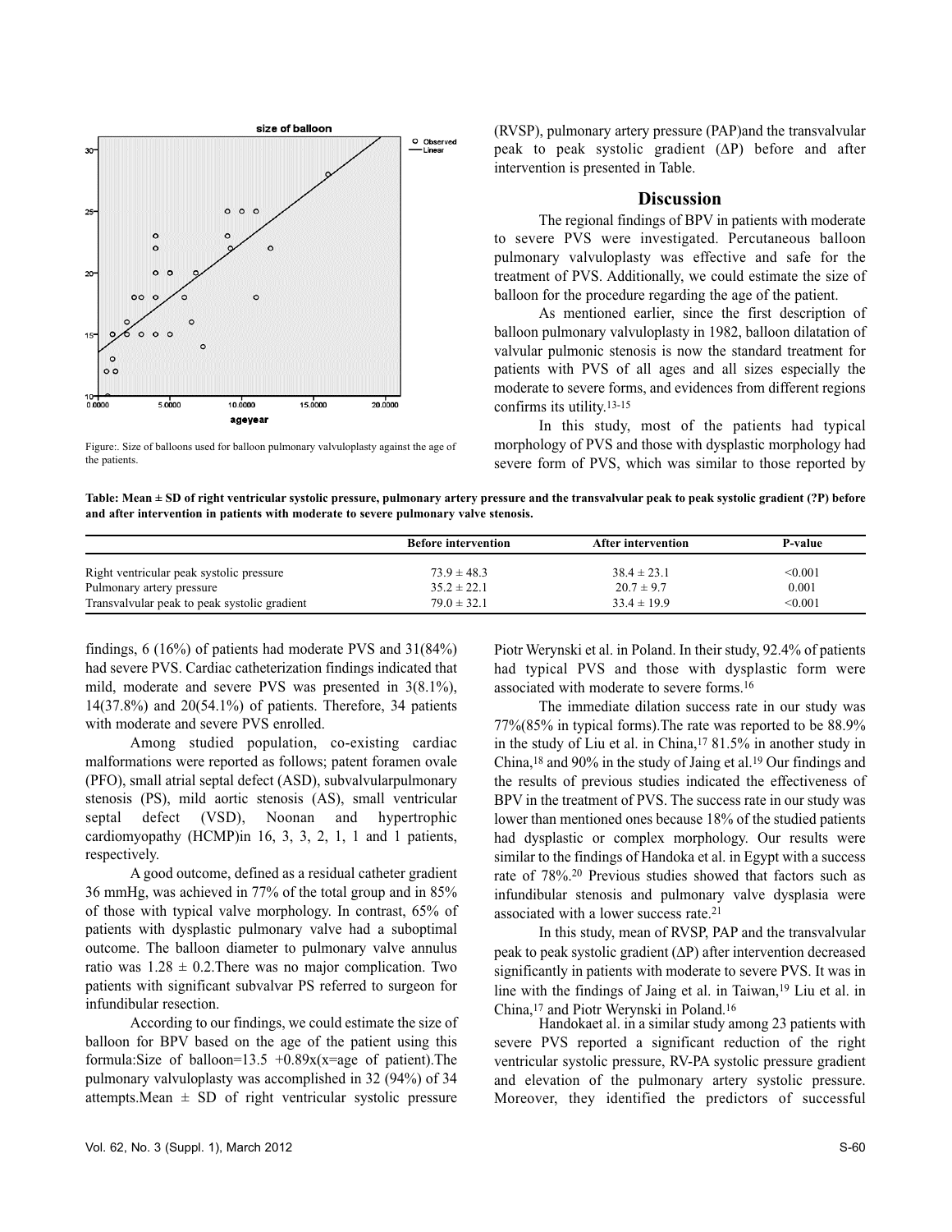Figure:. Size of balloons used for balloon pulmonary valvuloplasty against the age of the patients.

findings, 6 (16%) of patients had moderate PVS and 31(84%) had severe PVS. Cardiac catheterization findings indicated that mild, moderate and severe PVS was presented in 3(8.1%), 14(37.8%) and 20(54.1%) of patients. Therefore, 34 patients with moderate and severe PVS enrolled.

Among studied population, co-existing cardiac malformations were reported as follows; patent foramen ovale (PFO), small atrial septal defect (ASD), subvalvularpulmonary stenosis (PS), mild aortic stenosis (AS), small ventricular septal defect (VSD), Noonan and hypertrophic cardiomyopathy (HCMP)in 16, 3, 3, 2, 1, 1 and 1 patients, respectively.

A good outcome, defined as a residual catheter gradient 36 mmHg, was achieved in 77% of the total group and in 85% of those with typical valve morphology. In contrast, 65% of patients with dysplastic pulmonary valve had a suboptimal outcome. The balloon diameter to pulmonary valve annulus ratio was $1.28 \pm 0.2$.There was no major complication. Two patients with significant subvalvar PS referred to surgeon for infundibular resection.

According to our findings, we could estimate the size of balloon for BPV based on the age of the patient using this formula:Size of balloon=13.5 +0.89x(x=age of patient).The pulmonary valvuloplasty was accomplished in 32 (94%) of 34 attempts.Mean ± SD of right ventricular systolic pressure (RVSP), pulmonary artery pressure (PAP)and the transvalvular peak to peak systolic gradient (ΔP) before and after intervention is presented in Table.

## Discussion

The regional findings of BPV in patients with moderate to severe PVS were investigated. Percutaneous balloon pulmonary valvuloplasty was effective and safe for the treatment of PVS. Additionally, we could estimate the size of balloon for the procedure regarding the age of the patient.

As mentioned earlier, since the first description of balloon pulmonary valvuloplasty in 1982, balloon dilatation of valvular pulmonic stenosis is now the standard treatment for patients with PVS of all ages and all sizes especially the moderate to severe forms, and evidences from different regions confirms its utility.[13-15]

In this study, most of the patients had typical morphology of PVS and those with dysplastic morphology had severe form of PVS, which was similar to those reported by Piotr Werynski et al. in Poland. In their study, 92.4% of patients had typical PVS and those with dysplastic form were associated with moderate to severe forms.[16]

The immediate dilation success rate in our study was 77%(85% in typical forms).The rate was reported to be 88.9% in the study of Liu et al. in China,[17] 81.5% in another study in China,[18] and 90% in the study of Jaing et al.[19] Our findings and the results of previous studies indicated the effectiveness of BPV in the treatment of PVS. The success rate in our study was lower than mentioned ones because 18% of the studied patients had dysplastic or complex morphology. Our results were similar to the findings of Handoka et al. in Egypt with a success rate of 78%.[20] Previous studies showed that factors such as infundibular stenosis and pulmonary valve dysplasia were associated with a lower success rate.[21]

In this study, mean of RVSP, PAP and the transvalvular peak to peak systolic gradient (ΔP) after intervention decreased significantly in patients with moderate to severe PVS. It was in line with the findings of Jaing et al. in Taiwan,[19] Liu et al. in China,[17] and Piotr Werynski in Poland.[16]

Handokaet al. in a similar study among 23 patients with severe PVS reported a significant reduction of the right ventricular systolic pressure, RV-PA systolic pressure gradient and elevation of the pulmonary artery systolic pressure. Moreover, they identified the predictors of successful

**Table: Mean ± SD of right ventricular systolic pressure, pulmonary artery pressure and the transvalvular peak to peak systolic gradient (?P) before and after intervention in patients with moderate to severe pulmonary valve stenosis.**

| | Before intervention | After intervention | P-value |
|---|---|---|---|
| Right ventricular peak systolic pressure | 73.9 ± 48.3 | 38.4 ± 23.1 | <0.001 |
| Pulmonary artery pressure | 35.2 ± 22.1 | 20.7 ± 9.7 | 0.001 |
| Transvalvular peak to peak systolic gradient | 79.0 ± 32.1 | 33.4 ± 19.9 | <0.001 |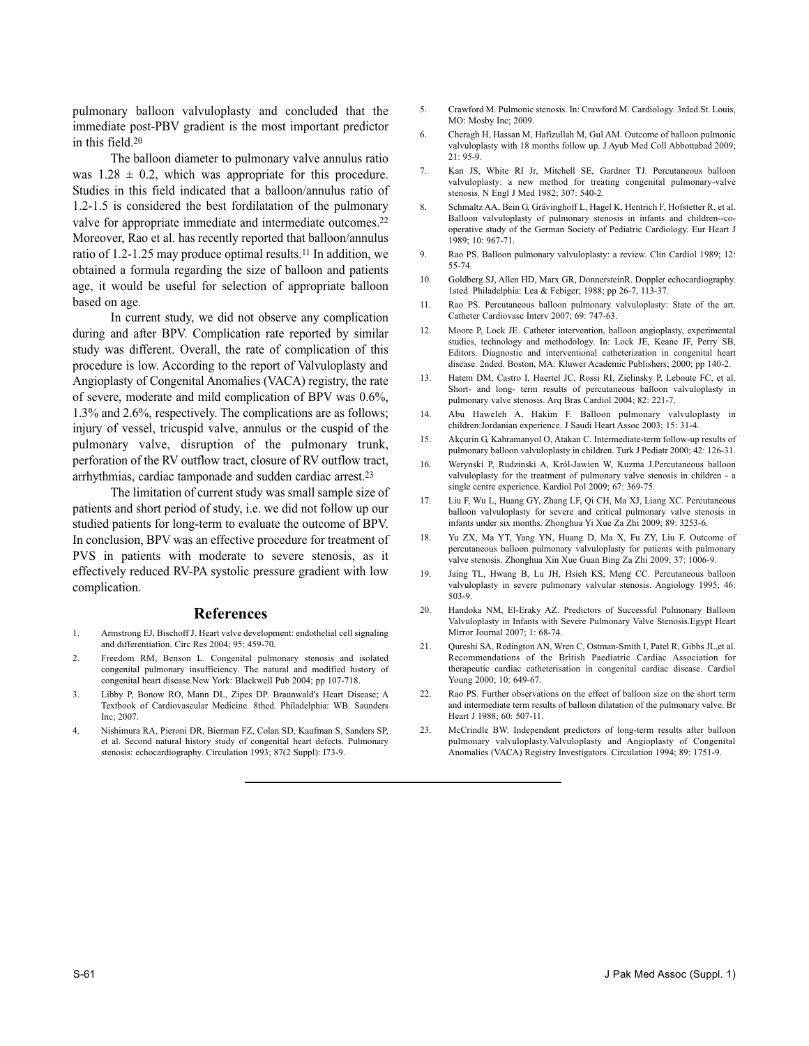pulmonary balloon valvuloplasty and concluded that the immediate post-PBV gradient is the most important predictor in this field.[20]

The balloon diameter to pulmonary valve annulus ratio was $1.28 \pm 0.2$, which was appropriate for this procedure. Studies in this field indicated that a balloon/annulus ratio of 1.2-1.5 is considered the best fordilatation of the pulmonary valve for appropriate immediate and intermediate outcomes.[22] Moreover, Rao et al. has recently reported that balloon/annulus ratio of 1.2-1.25 may produce optimal results.[11] In addition, we obtained a formula regarding the size of balloon and patients age, it would be useful for selection of appropriate balloon based on age.

In current study, we did not observe any complication during and after BPV. Complication rate reported by similar study was different. Overall, the rate of complication of this procedure is low. According to the report of Valvuloplasty and Angioplasty of Congenital Anomalies (VACA) registry, the rate of severe, moderate and mild complication of BPV was 0.6%, 1.3% and 2.6%, respectively. The complications are as follows; injury of vessel, tricuspid valve, annulus or the cuspid of the pulmonary valve, disruption of the pulmonary trunk, perforation of the RV outflow tract, closure of RV outflow tract, arrhythmias, cardiac tamponade and sudden cardiac arrest.[23]

The limitation of current study was small sample size of patients and short period of study, i.e. we did not follow up our studied patients for long-term to evaluate the outcome of BPV. In conclusion, BPV was an effective procedure for treatment of PVS in patients with moderate to severe stenosis, as it effectively reduced RV-PA systolic pressure gradient with low complication.

## References

1. Armstrong EJ, Bischoff J. Heart valve development: endothelial cell signaling and differentiation. Circ Res 2004; 95: 459-70.
2. Freedom RM, Benson L. Congenital pulmonary stenosis and isolated congenital pulmonary insufficiency. The natural and modified history of congenital heart disease.New York: Blackwell Pub 2004; pp 107-718.
3. Libby P, Bonow RO, Mann DL, Zipes DP. Braunwald's Heart Disease; A Textbook of Cardiovascular Medicine. 8thed. Philadelphia: WB. Saunders Inc; 2007.
4. Nishimura RA, Pieroni DR, Bierman FZ, Colan SD, Kaufman S, Sanders SP, et al. Second natural history study of congenital heart defects. Pulmonary stenosis: echocardiography. Circulation 1993; 87(2 Suppl): I73-9.
5. Crawford M. Pulmonic stenosis. In: Crawford M. Cardiology. 3rded.St. Louis, MO: Mosby Inc; 2009.
6. Cheragh H, Hassan M, Hafizullah M, Gul AM. Outcome of balloon pulmonic valvuloplasty with 18 months follow up. J Ayub Med Coll Abbottabad 2009; 21: 95-9.
7. Kan JS, White RI Jr, Mitchell SE, Gardner TJ. Percutaneous balloon valvuloplasty: a new method for treating congenital pulmonary-valve stenosis. N Engl J Med 1982; 307: 540-2.
8. Schmaltz AA, Bein G, Grävinghoff L, Hagel K, Hentrich F, Hofstetter R, et al. Balloon valvuloplasty of pulmonary stenosis in infants and children--co-operative study of the German Society of Pediatric Cardiology. Eur Heart J 1989; 10: 967-71.
9. Rao PS. Balloon pulmonary valvuloplasty: a review. Clin Cardiol 1989; 12: 55-74.
10. Goldberg SJ, Allen HD, Marx GR, DonnersteinR. Doppler echocardiography. 1sted. Philadelphia: Lea & Febiger; 1988; pp 26-7, 113-37.
11. Rao PS. Percutaneous balloon pulmonary valvuloplasty: State of the art. Catheter Cardiovasc Interv 2007; 69: 747-63.
12. Moore P, Lock JE. Catheter intervention, balloon angioplasty, experimental studies, technology and methodology. In: Lock JE, Keane JF, Perry SB, Editors. Diagnostic and interventional catheterization in congenital heart disease. 2nded. Boston, MA: Kluwer Academic Publishers; 2000; pp 140-2.
13. Hatem DM, Castro I, Haertel JC, Rossi RI, Zielinsky P, Leboute FC, et al. Short- and long- term results of percutaneous balloon valvuloplasty in pulmonary valve stenosis. Arq Bras Cardiol 2004; 82: 221-7.
14. Abu Haweleh A, Hakim F. Balloon pulmonary valvuloplasty in children:Jordanian experience. J Saudi Heart Assoc 2003; 15: 31-4.
15. Akçurin G, Kahramanyol O, Atakan C. Intermediate-term follow-up results of pulmonary balloon valvuloplasty in children. Turk J Pediatr 2000; 42: 126-31.
16. Werynski P, Rudzinski A, Król-Jawien W, Kuzma J.Percutaneous balloon valvuloplasty for the treatment of pulmonary valve stenosis in children - a single centre experience. Kardiol Pol 2009; 67: 369-75.
17. Liu F, Wu L, Huang GY, Zhang LF, Qi CH, Ma XJ, Liang XC. Percutaneous balloon valvuloplasty for severe and critical pulmonary valve stenosis in infants under six months. Zhonghua Yi Xue Za Zhi 2009; 89: 3253-6.
18. Yu ZX, Ma YT, Yang YN, Huang D, Ma X, Fu ZY, Liu F. Outcome of percutaneous balloon pulmonary valvuloplasty for patients with pulmonary valve stenosis. Zhonghua Xin Xue Guan Bing Za Zhi 2009; 37: 1006-9.
19. Jaing TL, Hwang B, Lu JH, Hsieh KS, Meng CC. Percutaneous balloon valvuloplasty in severe pulmonary valvular stenosis. Angiology 1995; 46: 503-9.
20. Handoka NM, El-Eraky AZ. Predictors of Successful Pulmonary Balloon Valvuloplasty in Infants with Severe Pulmonary Valve Stenosis.Egypt Heart Mirror Journal 2007; 1: 68-74.
21. Qureshi SA, Redington AN, Wren C, Ostman-Smith I, Patel R, Gibbs JL,et al. Recommendations of the British Paediatric Cardiac Association for therapeutic cardiac catheterisation in congenital cardiac disease. Cardiol Young 2000; 10: 649-67.
22. Rao PS. Further observations on the effect of balloon size on the short term and intermediate term results of balloon dilatation of the pulmonary valve. Br Heart J 1988; 60: 507-11.
23. McCrindle BW. Independent predictors of long-term results after balloon pulmonary valvuloplasty.Valvuloplasty and Angioplasty of Congenital Anomalies (VACA) Registry Investigators. Circulation 1994; 89: 1751-9.